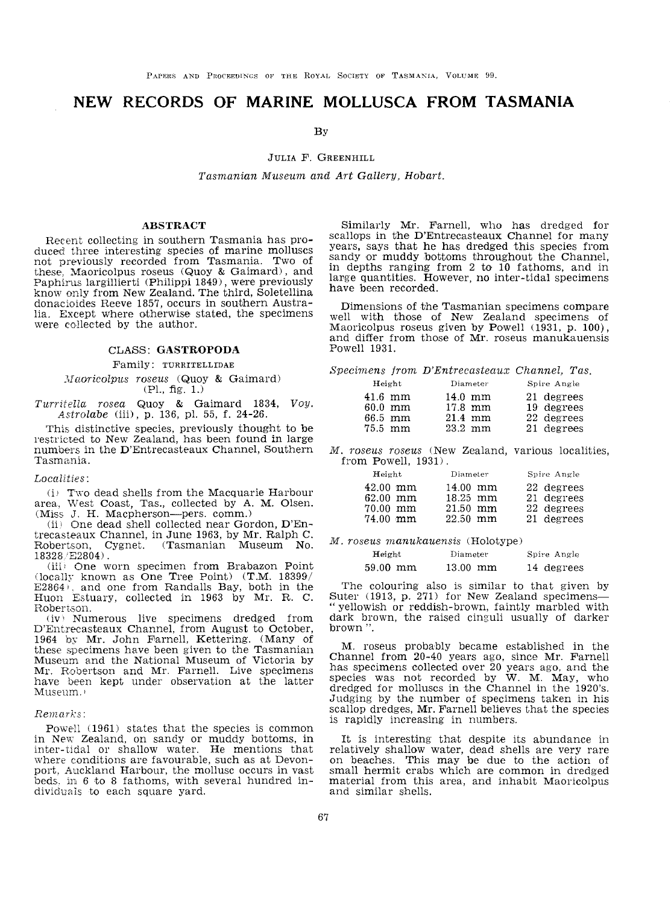# NEW RECORDS OF MARINE MOLLUSCA FROM TASMANIA

By

JULIA F. GREENHILL

*Tasmanian Museum and Art Gallery, Hobart.*

## ABSTRACT

Recent collecting in southern Tasmania has produced three interesting species of marine molluscs not previously recorded from Tasmania. Two of these, Maoricolpus roseus (Quoy & Gaimard), and Paphirus largillierti (Philippi 1849), were previously know only from New Zealand. The third, Soletellina donacioides Reeve 1857, occurs in southern Australia. Except where otherwise stated, the specimens were collected by the author.

## CLASS: GASTROPODA

### Family: TURRITELLIDAE

*Maoricolpus roseus* (Quoy & Gaimard) (Pl., fig. 1.)

*Turritella rosea* Quoy & Gaimard 1834, *Voy. Astrolabe* (iii), p. 136, pl. 55, f. 24-26.

This distinctive species, previously thought to be restricted to New Zealand, has been found in large numbers in the D'Entrecasteaux Channel, Southern Tasmania.

*Localities*:

(i) Two dead shells from the Macquarie Harbour area, West Coast, Tas., collected by A. M. Olsen. (Miss J. H. Macpherson—pers. comm.)

(ii) One dead shell collected near Gordon, D'Entrecasteaux Channel, in June 1963, by Mr. Ralph C. Robertson, Cygnet. (Tasmanian Museum No. 18328/E2804).

(iii) One worn specimen from Brabazon Point (locally known as One Tree Point) (T.M. 18399/E2864), and one from Randalls Bay, both in the Huon Estuary, collected in 1963 by Mr. R. C. Robertson.

(iv) Numerous live specimens dredged from D'Entrecasteaux Channel, from August to October, 1964 by Mr. John Farnell, Kettering. (Many of these specimens have been given to the Tasmanian Museum and the National Museum of Victoria by Mr. Robertson and Mr. Farnell. Live specimens have been kept under observation at the latter Museum.)

*Remarks*:

Powell (1961) states that the species is common in New Zealand, on sandy or muddy bottoms, in inter-tidal or shallow water. He mentions that where conditions are favourable, such as at Devonport, Auckland Harbour, the mollusc occurs in vast beds, in 6 to 8 fathoms, with several hundred individuals to each square yard.

Similarly Mr. Farnell, who has dredged for scallops in the D'Entrecasteaux Channel for many years, says that he has dredged this species from sandy or muddy bottoms throughout the Channel, in depths ranging from 2 to 10 fathoms, and in large quantities. However, no inter-tidal specimens have been recorded.

Dimensions of the Tasmanian specimens compare well with those of New Zealand specimens of Maoricolpus roseus given by Powell (1931, p. 100), and differ from those of Mr. roseus manukauensis Powell 1931.

*Specimens from D'Entrecasteaux Channel, Tas.*

| Height | Diameter | Spire Angle |
|---|---|---|
| 41.6 mm | 14.0 mm | 21 degrees |
| 60.0 mm | 17.8 mm | 19 degrees |
| 66.5 mm | 21.4 mm | 22 degrees |
| 75.5 mm | 23.2 mm | 21 degrees |

*M. roseus roseus* (New Zealand, various localities, from Powell, 1931).

| Height | Diameter | Spire Angle |
|---|---|---|
| 42.00 mm | 14.00 mm | 22 degrees |
| 62.00 mm | 18.25 mm | 21 degrees |
| 70.00 mm | 21.50 mm | 22 degrees |
| 74.00 mm | 22.50 mm | 21 degrees |

*M. roseus manukauensis* (Holotype)

| Height | Diameter | Spire Angle |
|---|---|---|
| 59.00 mm | 13.00 mm | 14 degrees |

The colouring also is similar to that given by Suter (1913, p. 271) for New Zealand specimens—"yellowish or reddish-brown, faintly marbled with dark brown, the raised cinguli usually of darker brown".

M. roseus probably became established in the Channel from 20-40 years ago, since Mr. Farnell has specimens collected over 20 years ago, and the species was not recorded by W. M. May, who dredged for molluscs in the Channel in the 1920's. Judging by the number of specimens taken in his scallop dredges, Mr. Farnell believes that the species is rapidly increasing in numbers.

It is interesting that despite its abundance in relatively shallow water, dead shells are very rare on beaches. This may be due to the action of small hermit crabs which are common in dredged material from this area, and inhabit Maoricolpus and similar shells.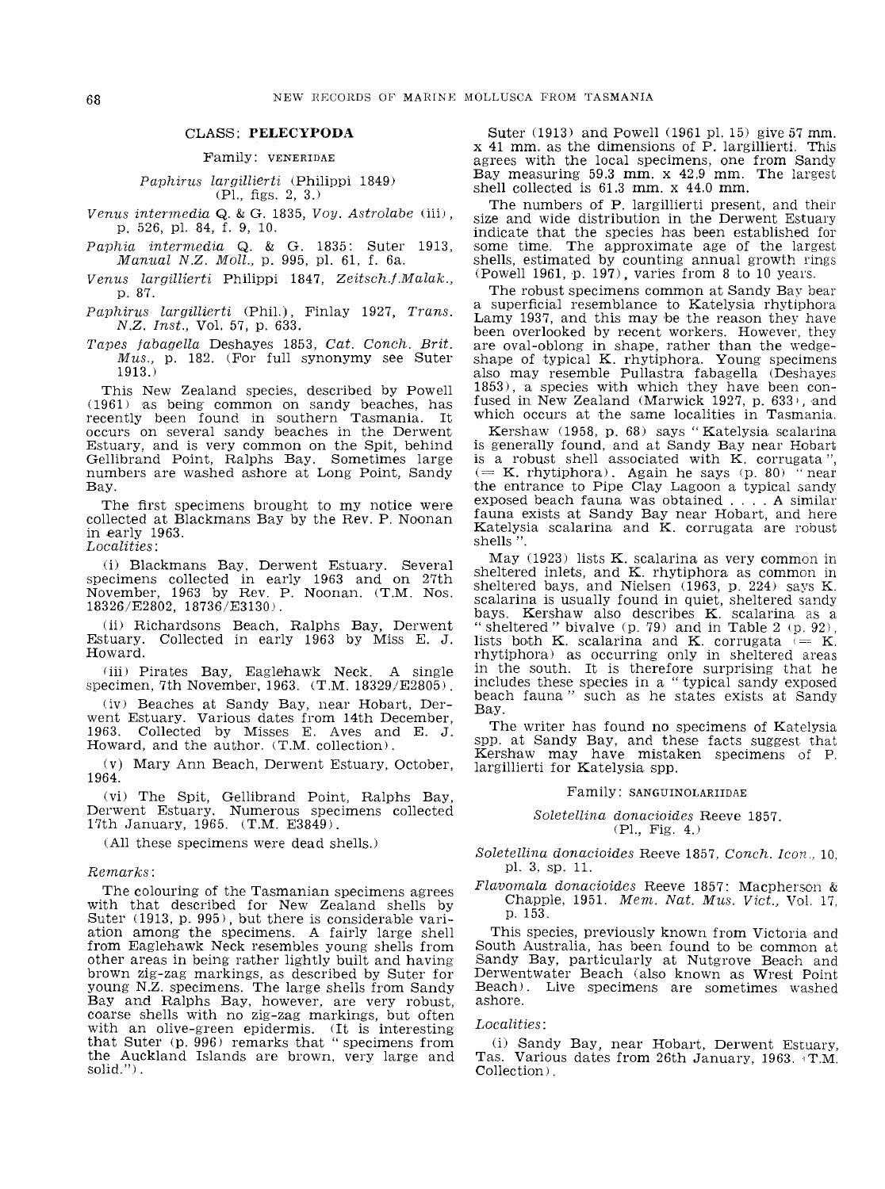## CLASS: PELECYPODA

### Family: VENERIDAE

*Paphirus largillierti* (Philippi 1849)
(Pl., figs. 2, 3.)

*Venus intermedia* Q. & G. 1835, *Voy. Astrolabe* (iii), p. 526, pl. 84, f. 9, 10.

*Paphia intermedia* Q. & G. 1835: Suter 1913, *Manual N.Z. Moll.*, p. 995, pl. 61, f. 6a.

*Venus largillierti* Philippi 1847, *Zeitsch.f.Malak.*, p. 87.

*Paphirus largillierti* (Phil.), Finlay 1927, *Trans. N.Z. Inst.*, Vol. 57, p. 633.

*Tapes fabagella* Deshayes 1853, *Cat. Conch. Brit. Mus.*, p. 182. (For full synonymy see Suter 1913.)

This New Zealand species, described by Powell (1961) as being common on sandy beaches, has recently been found in southern Tasmania. It occurs on several sandy beaches in the Derwent Estuary, and is very common on the Spit, behind Gellibrand Point, Ralphs Bay. Sometimes large numbers are washed ashore at Long Point, Sandy Bay.

The first specimens brought to my notice were collected at Blackmans Bay by the Rev. P. Noonan in early 1963.

*Localities*:

(i) Blackmans Bay, Derwent Estuary. Several specimens collected in early 1963 and on 27th November, 1963 by Rev. P. Noonan. (T.M. Nos. 18326/E2802, 18736/E3130).

(ii) Richardsons Beach, Ralphs Bay, Derwent Estuary. Collected in early 1963 by Miss E. J. Howard.

(iii) Pirates Bay, Eaglehawk Neck. A single specimen, 7th November, 1963. (T.M. 18329/E2805).

(iv) Beaches at Sandy Bay, near Hobart, Derwent Estuary. Various dates from 14th December, 1963. Collected by Misses E. Aves and E. J. Howard, and the author. (T.M. collection).

(v) Mary Ann Beach, Derwent Estuary, October, 1964.

(vi) The Spit, Gellibrand Point, Ralphs Bay, Derwent Estuary. Numerous specimens collected 17th January, 1965. (T.M. E3849).

(All these specimens were dead shells.)

*Remarks*:

The colouring of the Tasmanian specimens agrees with that described for New Zealand shells by Suter (1913, p. 995), but there is considerable variation among the specimens. A fairly large shell from Eaglehawk Neck resembles young shells from other areas in being rather lightly built and having brown zig-zag markings, as described by Suter for young N.Z. specimens. The large shells from Sandy Bay and Ralphs Bay, however, are very robust, coarse shells with no zig-zag markings, but often with an olive-green epidermis. (It is interesting that Suter (p. 996) remarks that "specimens from the Auckland Islands are brown, very large and solid.").

Suter (1913) and Powell (1961 pl. 15) give 57 mm. x 41 mm. as the dimensions of P. largillierti. This agrees with the local specimens, one from Sandy Bay measuring 59.3 mm. x 42.9 mm. The largest shell collected is 61.3 mm. x 44.0 mm.

The numbers of P. largillierti present, and their size and wide distribution in the Derwent Estuary indicate that the species has been established for some time. The approximate age of the largest shells, estimated by counting annual growth rings (Powell 1961, p. 197), varies from 8 to 10 years.

The robust specimens common at Sandy Bay bear a superficial resemblance to Katelysia rhytiphora Lamy 1937, and this may be the reason they have been overlooked by recent workers. However, they are oval-oblong in shape, rather than the wedge-shape of typical K. rhytiphora. Young specimens also may resemble Pullastra fabagella (Deshayes 1853), a species with which they have been confused in New Zealand (Marwick 1927, p. 633), and which occurs at the same localities in Tasmania.

Kershaw (1958, p. 68) says "Katelysia scalarina is generally found, and at Sandy Bay near Hobart is a robust shell associated with K. corrugata", (= K. rhytiphora). Again he says (p. 80) "near the entrance to Pipe Clay Lagoon a typical sandy exposed beach fauna was obtained . . . . A similar fauna exists at Sandy Bay near Hobart, and here Katelysia scalarina and K. corrugata are robust shells".

May (1923) lists K. scalarina as very common in sheltered inlets, and K. rhytiphora as common in sheltered bays, and Nielsen (1963, p. 224) says K. scalarina is usually found in quiet, sheltered sandy bays. Kershaw also describes K. scalarina as a "sheltered" bivalve (p. 79) and in Table 2 (p. 92), lists both K. scalarina and K. corrugata (= K. rhytiphora) as occurring only in sheltered areas in the south. It is therefore surprising that he includes these species in a "typical sandy exposed beach fauna" such as he states exists at Sandy Bay.

The writer has found no specimens of Katelysia spp. at Sandy Bay, and these facts suggest that Kershaw may have mistaken specimens of P. largillierti for Katelysia spp.

### Family: SANGUINOLARIIDAE

*Soletellina donacioides* Reeve 1857.
(Pl., Fig. 4.)

*Soletellina donacioides* Reeve 1857, *Conch. Icon.*, 10, pl. 3, sp. 11.

*Flavomala donacioides* Reeve 1857: Macpherson & Chapple, 1951. *Mem. Nat. Mus. Vict.*, Vol. 17, p. 153.

This species, previously known from Victoria and South Australia, has been found to be common at Sandy Bay, particularly at Nutgrove Beach and Derwentwater Beach (also known as Wrest Point Beach). Live specimens are sometimes washed ashore.

*Localities*:

(i) Sandy Bay, near Hobart, Derwent Estuary, Tas. Various dates from 26th January, 1963. (T.M. Collection).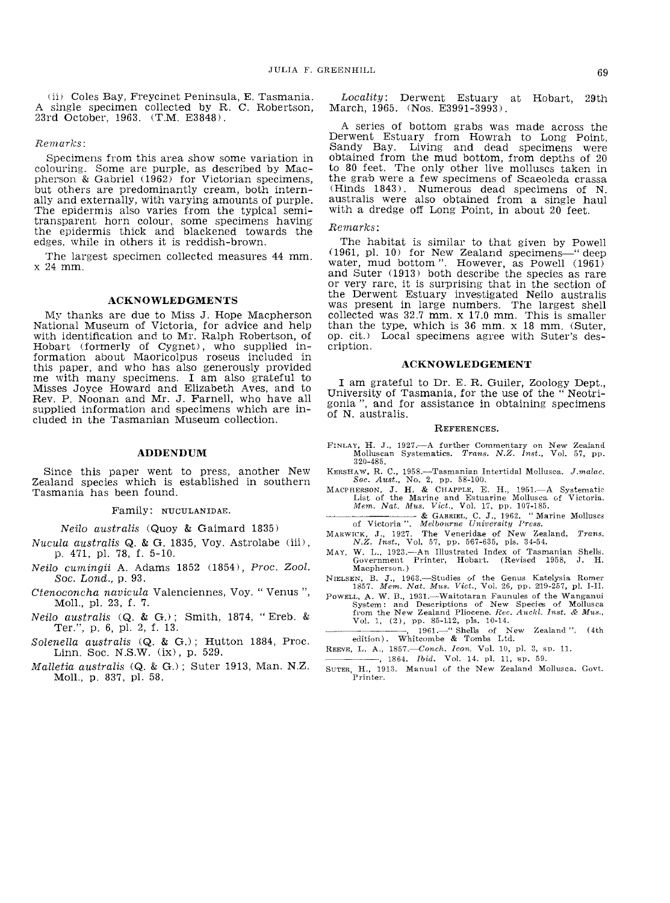(ii) Coles Bay, Freycinet Peninsula, E. Tasmania. A single specimen collected by R. C. Robertson, 23rd October, 1963. (T.M. E3848).

*Remarks*:

Specimens from this area show some variation in colouring. Some are purple, as described by Macpherson & Gabriel (1962) for Victorian specimens, but others are predominantly cream, both internally and externally, with varying amounts of purple. The epidermis also varies from the typical semi-transparent horn colour, some specimens having the epidermis thick and blackened towards the edges, while in others it is reddish-brown.

The largest specimen collected measures 44 mm. x 24 mm.

## ACKNOWLEDGMENTS

My thanks are due to Miss J. Hope Macpherson National Museum of Victoria, for advice and help with identification and to Mr. Ralph Robertson, of Hobart (formerly of Cygnet), who supplied information about Maoricolpus roseus included in this paper, and who has also generously provided me with many specimens. I am also grateful to Misses Joyce Howard and Elizabeth Aves, and to Rev. P. Noonan and Mr. J. Farnell, who have all supplied information and specimens which are included in the Tasmanian Museum collection.

## ADDENDUM

Since this paper went to press, another New Zealand species which is established in southern Tasmania has been found.

Family: NUCULANIDAE.

*Neilo australis* (Quoy & Gaimard 1835)

*Nucula australis* Q. & G. 1835, Voy. Astrolabe (iii), p. 471, pl. 78, f. 5-10.

*Neilo cumingii* A. Adams 1852 (1854), *Proc. Zool. Soc. Lond.*, p. 93.

*Ctenoconcha navicula* Valenciennes, Voy. "Venus", Moll., pl. 23, f. 7.

*Neilo australis* (Q. & G.); Smith, 1874, "Ereb. & Ter.", p. 6, pl. 2, f. 13.

*Solenella australis* (Q. & G.); Hutton 1884, Proc. Linn. Soc. N.S.W. (ix), p. 529.

*Malletia australis* (Q. & G.); Suter 1913, Man. N.Z. Moll., p. 837, pl. 58.

*Locality*: Derwent Estuary at Hobart, 29th March, 1965. (Nos. E3991-3993).

A series of bottom grabs was made across the Derwent Estuary from Howrah to Long Point, Sandy Bay. Living and dead specimens were obtained from the mud bottom, from depths of 20 to 80 feet. The only other live molluscs taken in the grab were a few specimens of Scaeoleda crassa (Hinds 1843). Numerous dead specimens of N. australis were also obtained from a single haul with a dredge off Long Point, in about 20 feet.

*Remarks*:

The habitat is similar to that given by Powell (1961, pl. 10) for New Zealand specimens—"deep water, mud bottom". However, as Powell (1961) and Suter (1913) both describe the species as rare or very rare, it is surprising that in the section of the Derwent Estuary investigated Neilo australis was present in large numbers. The largest shell collected was 32.7 mm. x 17.0 mm. This is smaller than the type, which is 36 mm. x 18 mm. (Suter, op. cit.) Local specimens agree with Suter's description.

## ACKNOWLEDGEMENT

I am grateful to Dr. E. R. Guiler, Zoology Dept., University of Tasmania, for the use of the "Neotrigonia", and for assistance in obtaining specimens of N. australis.

## REFERENCES.

FINLAY, H. J., 1927.—A further Commentary on New Zealand Molluscan Systematics. *Trans. N.Z. Inst.*, Vol. 57, pp. 320-485.

KERSHAW, R. C., 1958.—Tasmanian Intertidal Mollusca. *J.malac. Soc. Aust.*, No. 2, pp. 58-100.

MACPHERSON, J. H. & CHAPPLE, E. H., 1951.—A Systematic List of the Marine and Estuarine Mollusca of Victoria. *Mem. Nat. Mus. Vict.*, Vol. 17, pp. 107-185.

——— & GABRIEL, C. J., 1962. "Marine Molluscs of Victoria". *Melbourne University Press.*

MARWICK, J., 1927. The Veneridae of New Zealand. *Trans. N.Z. Inst.*, Vol. 57, pp. 567-635, pls. 34-54.

MAY, W. L., 1923.—An Illustrated Index of Tasmanian Shells. Government Printer, Hobart. (Revised 1958, J. H. Macpherson.)

NIELSEN, B. J., 1963.—Studies of the Genus Katelysia Romer 1857. *Mem. Nat. Mus. Vict.*, Vol. 26, pp. 219-257, pl. I-II.

POWELL, A. W. B., 1931.—Waitotaran Faunules of the Wanganui System: and Descriptions of New Species of Mollusca from the New Zealand Pliocene. *Rec. Auckl. Inst. & Mus.*, Vol. 1, (2), pp. 85-112, pls. 10-14.

———, 1961.—"Shells of New Zealand". (4th edition). Whitcombe & Tombs Ltd.

REEVE, L. A., 1857.—*Conch. Icon.* Vol. 10, pl. 3, sp. 11.

———, 1864. *Ibid.* Vol. 14. pl. 11, sp. 59.

SUTER, H., 1913. Manual of the New Zealand Mollusca. Govt. Printer.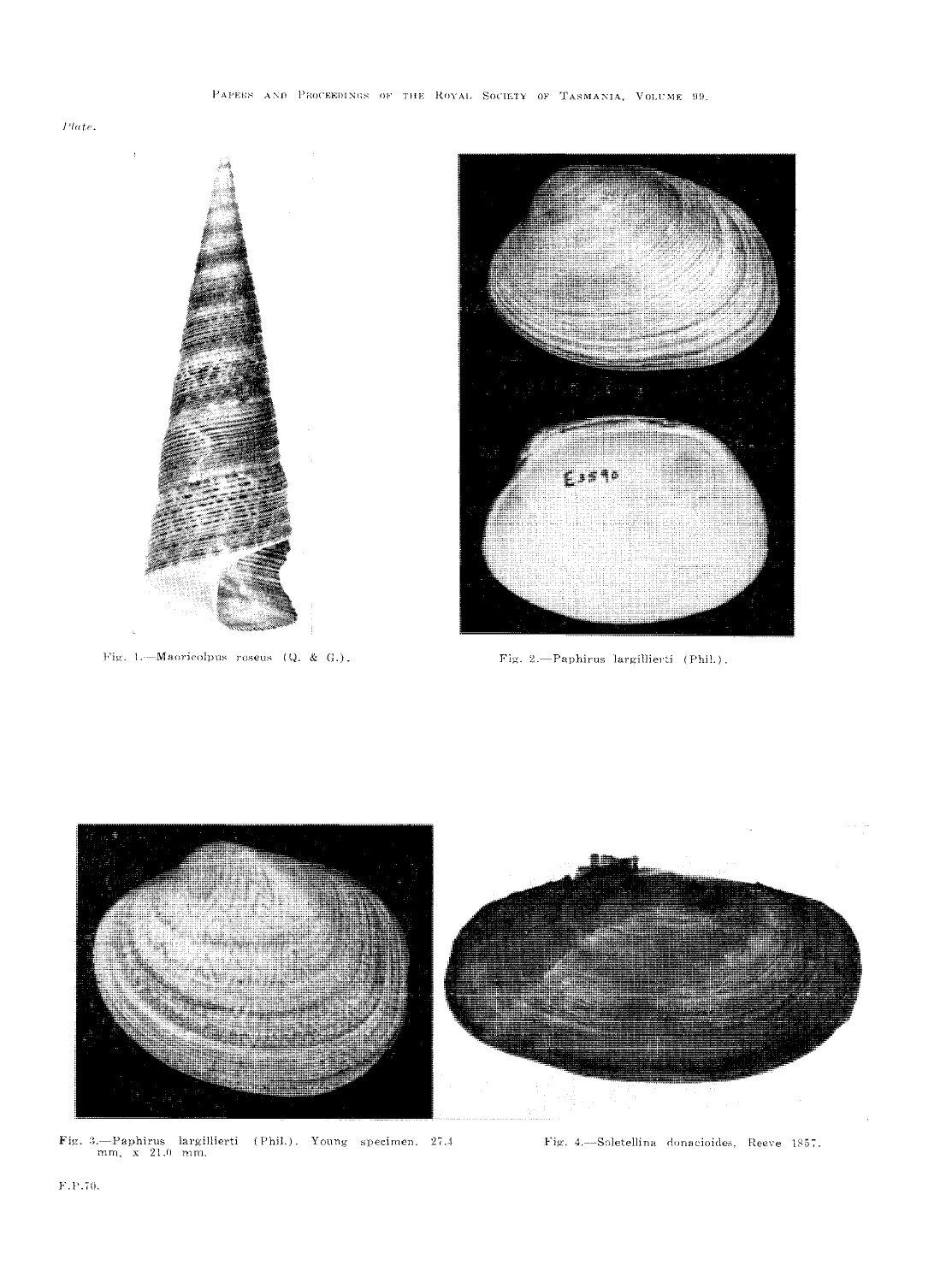*Plate.*

Fig. 1.—Maoricolpus roseus (Q. & G.).

Fig. 2.—Paphirus largillierti (Phil.).

Fig. 3.—Paphirus largillierti (Phil.). Young specimen. 27.4 mm. x 21.0 mm.

Fig. 4.—Soletellina donacioides, Reeve 1857.

F.P.70.